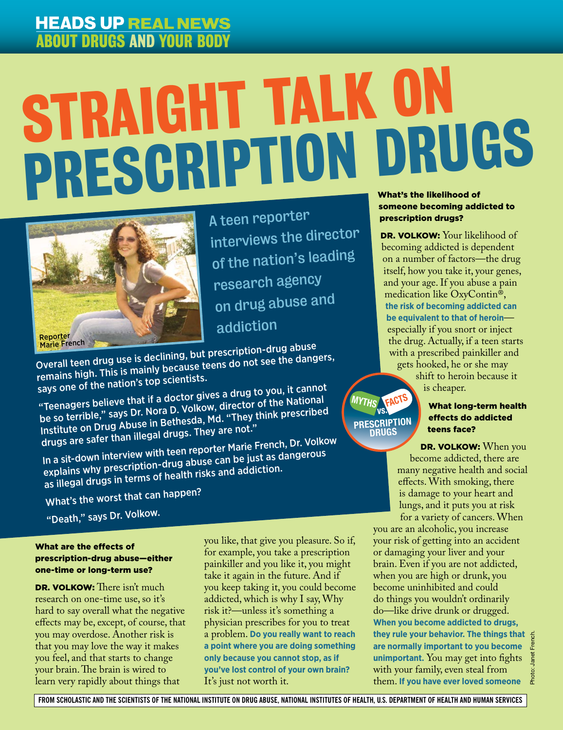HEADS UP REAL NEWS ABOUT DRUGS AND YOUR BODY

# STRAIGHT TALK ON PRESCRIPTION DRUGS

Reporter Marie French

A teen reporter interviews the director of the nation's leading research agency on drug abuse and addiction

Overall teen drug use is declining, but prescription-drug abuse remains high. This is mainly because teens do not see the dangers, says one of the nation's top scientists.

"Teenagers believe that if a doctor gives a drug to you, it cannot be so terrible," says Dr. Nora D. Volkow, director of the National Institute on Drug Abuse in Bethesda, Md. "They think prescribed drugs are safer than illegal drugs. They are not."

In a sit-down interview with teen reporter Marie French, Dr. Volkow explains why prescription-drug abuse can be just as dangerous as illegal drugs in terms of health risks and addiction.

What's the worst that can happen?

"Death," says Dr. Volkow.

**What are the effects of prescription-drug abuse—either one-time or long-term use?**

**DR. VOLKOW:** There isn't much research on one-time use, so it's hard to say overall what the negative effects may be, except, of course, that you may overdose. Another risk is that you may love the way it makes you feel, and that starts to change your brain. The brain is wired to learn very rapidly about things that you like, that give you pleasure. So if, for example, you take a prescription painkiller and you like it, you might take it again in the future. And if you keep taking it, you could become addicted, which is why I say, Why risk it?—unless it's something a physician prescribes for you to treat a problem. **Do you really want to reach a point where you are doing something only because you cannot stop, as if you've lost control of your own brain?** It's just not worth it.

**What's the likelihood of someone becoming addicted to prescription drugs?**

**DR. VOLKOW:** Your likelihood of becoming addicted is dependent on a number of factors—the drug itself, how you take it, your genes, and your age. If you abuse a pain medication like OxyContin®, **the risk of becoming addicted can be equivalent to that of heroin**—especially if you snort or inject the drug. Actually, if a teen starts with a prescribed painkiller and gets hooked, he or she may shift to heroin because it is cheaper.

MYTHS VS. FACTS PRESCRIPTION DRUGS

**What long-term health effects do addicted teens face?**

**DR. VOLKOW:** When you become addicted, there are many negative health and social effects. With smoking, there is damage to your heart and lungs, and it puts you at risk for a variety of cancers. When you are an alcoholic, you increase your risk of getting into an accident or damaging your liver and your brain. Even if you are not addicted, when you are high or drunk, you become uninhibited and could do things you wouldn't ordinarily do—like drive drunk or drugged. **When you become addicted to drugs, they rule your behavior. The things that are normally important to you become unimportant.** You may get into fights with your family, even steal from them. **If you have ever loved someone**

Photo: Janet French.

FROM SCHOLASTIC AND THE SCIENTISTS OF THE NATIONAL INSTITUTE ON DRUG ABUSE, NATIONAL INSTITUTES OF HEALTH, U.S. DEPARTMENT OF HEALTH AND HUMAN SERVICES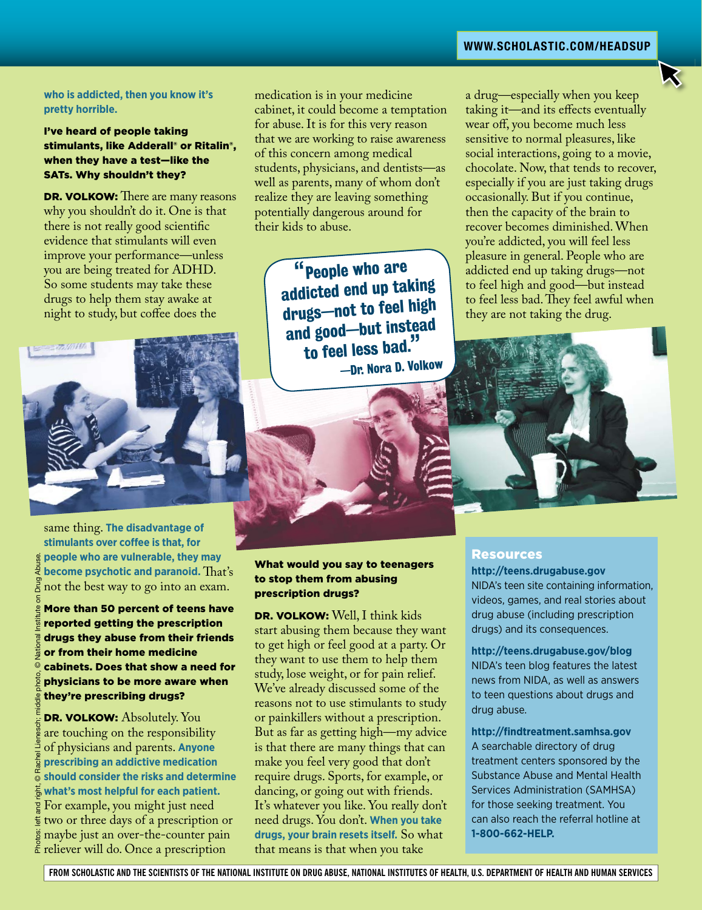**who is addicted, then you know it's pretty horrible.**

**I've heard of people taking stimulants, like Adderall® or Ritalin®, when they have a test—like the SATs. Why shouldn't they?**

**DR. VOLKOW:** There are many reasons why you shouldn't do it. One is that there is not really good scientific evidence that stimulants will even improve your performance—unless you are being treated for ADHD. So some students may take these drugs to help them stay awake at night to study, but coffee does the same thing. **The disadvantage of stimulants over coffee is that, for people who are vulnerable, they may become psychotic and paranoid.** That's not the best way to go into an exam.

**More than 50 percent of teens have reported getting the prescription drugs they abuse from their friends or from their home medicine cabinets. Does that show a need for physicians to be more aware when they're prescribing drugs?**

**DR. VOLKOW:** Absolutely. You are touching on the responsibility of physicians and parents. **Anyone prescribing an addictive medication should consider the risks and determine what's most helpful for each patient.** For example, you might just need two or three days of a prescription or maybe just an over-the-counter pain reliever will do. Once a prescription medication is in your medicine cabinet, it could become a temptation for abuse. It is for this very reason that we are working to raise awareness of this concern among medical students, physicians, and dentists—as well as parents, many of whom don't realize they are leaving something potentially dangerous around for their kids to abuse.

> "People who are addicted end up taking drugs—not to feel high and good—but instead to feel less bad."
> —Dr. Nora D. Volkow

**What would you say to teenagers to stop them from abusing prescription drugs?**

**DR. VOLKOW:** Well, I think kids start abusing them because they want to get high or feel good at a party. Or they want to use them to help them study, lose weight, or for pain relief. We've already discussed some of the reasons not to use stimulants to study or painkillers without a prescription. But as far as getting high—my advice is that there are many things that can make you feel very good that don't require drugs. Sports, for example, or dancing, or going out with friends. It's whatever you like. You really don't need drugs. You don't. **When you take drugs, your brain resets itself.** So what that means is that when you take a drug—especially when you keep taking it—and its effects eventually wear off, you become much less sensitive to normal pleasures, like social interactions, going to a movie, chocolate. Now, that tends to recover, especially if you are just taking drugs occasionally. But if you continue, then the capacity of the brain to recover becomes diminished. When you're addicted, you will feel less pleasure in general. People who are addicted end up taking drugs—not to feel high and good—but instead to feel less bad. They feel awful when they are not taking the drug.

Photos: left and right, © Rachel Lienesch; middle photo, © National Institute on Drug Abuse.

## Resources

**http://teens.drugabuse.gov**
NIDA's teen site containing information, videos, games, and real stories about drug abuse (including prescription drugs) and its consequences.

**http://teens.drugabuse.gov/blog**
NIDA's teen blog features the latest news from NIDA, as well as answers to teen questions about drugs and drug abuse.

**http://findtreatment.samhsa.gov**
A searchable directory of drug treatment centers sponsored by the Substance Abuse and Mental Health Services Administration (SAMHSA) for those seeking treatment. You can also reach the referral hotline at **1-800-662-HELP.**